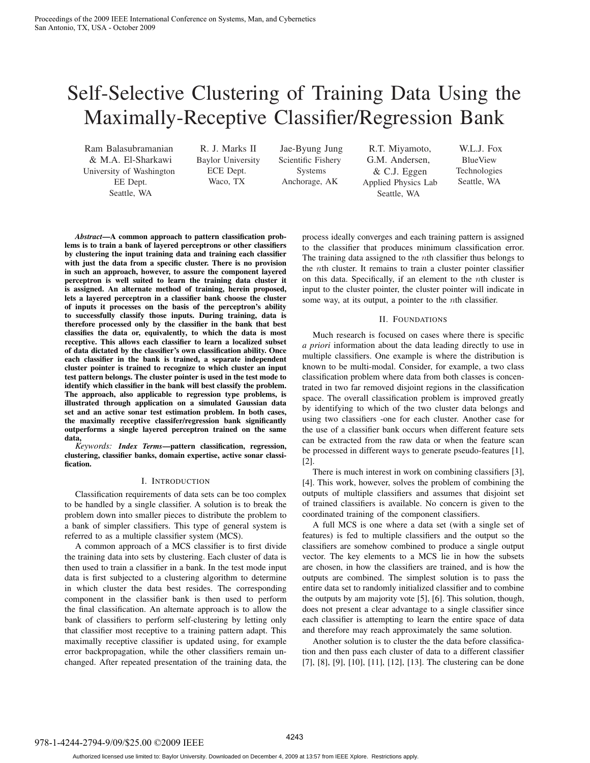# Self-Selective Clustering of Training Data Using the Maximally-Receptive Classifier/Regression Bank

Ram Balasubramanian & M.A. El-Sharkawi
University of Washington
EE Dept.
Seattle, WA

R. J. Marks II
Baylor University
ECE Dept.
Waco, TX

Jae-Byung Jung
Scientific Fishery Systems
Anchorage, AK

R.T. Miyamoto, G.M. Andersen, & C.J. Eggen
Applied Physics Lab
Seattle, WA

W.L.J. Fox
BlueView Technologies
Seattle, WA

***Abstract*—A common approach to pattern classification problems is to train a bank of layered perceptrons or other classifiers by clustering the input training data and training each classifier with just the data from a specific cluster. There is no provision in such an approach, however, to assure the component layered perceptron is well suited to learn the training data cluster it is assigned. An alternate method of training, herein proposed, lets a layered perceptron in a classifier bank choose the cluster of inputs it processes on the basis of the perceptron's ability to successfully classify those inputs. During training, data is therefore processed only by the classifier in the bank that best classifies the data or, equivalently, to which the data is most receptive. This allows each classifier to learn a localized subset of data dictated by the classifier's own classification ability. Once each classifier in the bank is trained, a separate independent cluster pointer is trained to recognize to which cluster an input test pattern belongs. The cluster pointer is used in the test mode to identify which classifier in the bank will best classify the problem. The approach, also applicable to regression type problems, is illustrated through application on a simulated Gaussian data set and an active sonar test estimation problem. In both cases, the maximally receptive classifer/regression bank significantly outperforms a single layered perceptron trained on the same data,**

*Keywords:* ***Index Terms*—pattern classification, regression, clustering, classifier banks, domain expertise, active sonar classification.**

## I. Introduction

Classification requirements of data sets can be too complex to be handled by a single classifier. A solution is to break the problem down into smaller pieces to distribute the problem to a bank of simpler classifiers. This type of general system is referred to as a multiple classifier system (MCS).

A common approach of a MCS classifier is to first divide the training data into sets by clustering. Each cluster of data is then used to train a classifier in a bank. In the test mode input data is first subjected to a clustering algorithm to determine in which cluster the data best resides. The corresponding component in the classifier bank is then used to perform the final classification. An alternate approach is to allow the bank of classifiers to perform self-clustering by letting only that classifier most receptive to a training pattern adapt. This maximally receptive classifier is updated using, for example error backpropagation, while the other classifiers remain unchanged. After repeated presentation of the training data, the process ideally converges and each training pattern is assigned to the classifier that produces minimum classification error. The training data assigned to the $n$th classifier thus belongs to the $n$th cluster. It remains to train a cluster pointer classifier on this data. Specifically, if an element to the $n$th cluster is input to the cluster pointer, the cluster pointer will indicate in some way, at its output, a pointer to the $n$th classifier.

## II. Foundations

Much research is focused on cases where there is specific *a priori* information about the data leading directly to use in multiple classifiers. One example is where the distribution is known to be multi-modal. Consider, for example, a two class classification problem where data from both classes is concentrated in two far removed disjoint regions in the classification space. The overall classification problem is improved greatly by identifying to which of the two cluster data belongs and using two classifiers -one for each cluster. Another case for the use of a classifier bank occurs when different feature sets can be extracted from the raw data or when the feature scan be processed in different ways to generate pseudo-features [1], [2].

There is much interest in work on combining classifiers [3], [4]. This work, however, solves the problem of combining the outputs of multiple classifiers and assumes that disjoint set of trained classifiers is available. No concern is given to the coordinated training of the component classifiers.

A full MCS is one where a data set (with a single set of features) is fed to multiple classifiers and the output so the classifiers are somehow combined to produce a single output vector. The key elements to a MCS lie in how the subsets are chosen, in how the classifiers are trained, and is how the outputs are combined. The simplest solution is to pass the entire data set to randomly initialized classifier and to combine the outputs by am majority vote [5], [6]. This solution, though, does not present a clear advantage to a single classifier since each classifier is attempting to learn the entire space of data and therefore may reach approximately the same solution.

Another solution is to cluster the the data before classification and then pass each cluster of data to a different classifier [7], [8], [9], [10], [11], [12], [13]. The clustering can be done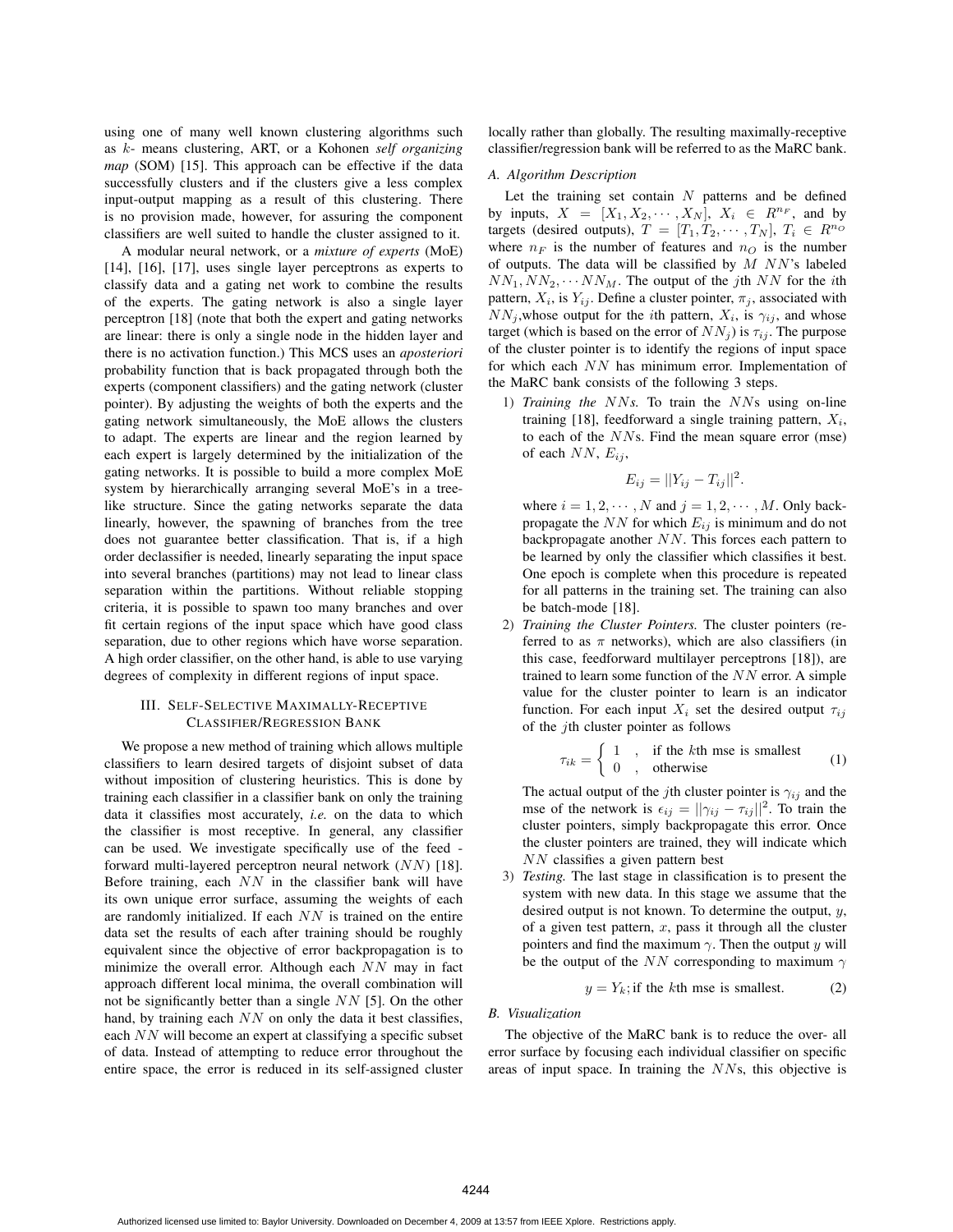using one of many well known clustering algorithms such as $k$- means clustering, ART, or a Kohonen *self organizing map* (SOM) [15]. This approach can be effective if the data successfully clusters and if the clusters give a less complex input-output mapping as a result of this clustering. There is no provision made, however, for assuring the component classifiers are well suited to handle the cluster assigned to it.

A modular neural network, or a *mixture of experts* (MoE) [14], [16], [17], uses single layer perceptrons as experts to classify data and a gating net work to combine the results of the experts. The gating network is also a single layer perceptron [18] (note that both the expert and gating networks are linear: there is only a single node in the hidden layer and there is no activation function.) This MCS uses an *aposteriori* probability function that is back propagated through both the experts (component classifiers) and the gating network (cluster pointer). By adjusting the weights of both the experts and the gating network simultaneously, the MoE allows the clusters to adapt. The experts are linear and the region learned by each expert is largely determined by the initialization of the gating networks. It is possible to build a more complex MoE system by hierarchically arranging several MoE's in a tree-like structure. Since the gating networks separate the data linearly, however, the spawning of branches from the tree does not guarantee better classification. That is, if a high order declassifier is needed, linearly separating the input space into several branches (partitions) may not lead to linear class separation within the partitions. Without reliable stopping criteria, it is possible to spawn too many branches and over fit certain regions of the input space which have good class separation, due to other regions which have worse separation. A high order classifier, on the other hand, is able to use varying degrees of complexity in different regions of input space.

## III. Self-Selective Maximally-Receptive Classifier/Regression Bank

We propose a new method of training which allows multiple classifiers to learn desired targets of disjoint subset of data without imposition of clustering heuristics. This is done by training each classifier in a classifier bank on only the training data it classifies most accurately, *i.e.* on the data to which the classifier is most receptive. In general, any classifier can be used. We investigate specifically use of the feed - forward multi-layered perceptron neural network ($NN$) [18]. Before training, each $NN$ in the classifier bank will have its own unique error surface, assuming the weights of each are randomly initialized. If each $NN$ is trained on the entire data set the results of each after training should be roughly equivalent since the objective of error backpropagation is to minimize the overall error. Although each $NN$ may in fact approach different local minima, the overall combination will not be significantly better than a single $NN$ [5]. On the other hand, by training each $NN$ on only the data it best classifies, each $NN$ will become an expert at classifying a specific subset of data. Instead of attempting to reduce error throughout the entire space, the error is reduced in its self-assigned cluster locally rather than globally. The resulting maximally-receptive classifier/regression bank will be referred to as the MaRC bank.

### A. Algorithm Description

Let the training set contain $N$ patterns and be defined by inputs, $X = [X_1, X_2, \cdots, X_N]$, $X_i \in R^{n_F}$, and by targets (desired outputs), $T = [T_1, T_2, \cdots, T_N]$, $T_i \in R^{n_O}$ where $n_F$ is the number of features and $n_O$ is the number of outputs. The data will be classified by $M$ $NN$'s labeled $NN_1, NN_2, \cdots NN_M$. The output of the $j$th $NN$ for the $i$th pattern, $X_i$, is $Y_{ij}$. Define a cluster pointer, $\pi_j$, associated with $NN_j$,whose output for the $i$th pattern, $X_i$, is $\gamma_{ij}$, and whose target (which is based on the error of $NN_j$) is $\tau_{ij}$. The purpose of the cluster pointer is to identify the regions of input space for which each $NN$ has minimum error. Implementation of the MaRC bank consists of the following 3 steps.

1) *Training the $NN$s.* To train the $NN$s using on-line training [18], feedforward a single training pattern, $X_i$, to each of the $NN$s. Find the mean square error (mse) of each $NN$, $E_{ij}$,

$$E_{ij} = ||Y_{ij} - T_{ij}||^2.$$

where $i = 1, 2, \cdots, N$ and $j = 1, 2, \cdots, M$. Only backpropagate the $NN$ for which $E_{ij}$ is minimum and do not backpropagate another $NN$. This forces each pattern to be learned by only the classifier which classifies it best. One epoch is complete when this procedure is repeated for all patterns in the training set. The training can also be batch-mode [18].

2) *Training the Cluster Pointers.* The cluster pointers (referred to as $\pi$ networks), which are also classifiers (in this case, feedforward multilayer perceptrons [18]), are trained to learn some function of the $NN$ error. A simple value for the cluster pointer to learn is an indicator function. For each input $X_i$ set the desired output $\tau_{ij}$ of the $j$th cluster pointer as follows

$$\tau_{ik} = \begin{cases} 1 & , \quad \text{if the } k\text{th mse is smallest} \\ 0 & , \quad \text{otherwise} \end{cases} \tag{1}$$

The actual output of the $j$th cluster pointer is $\gamma_{ij}$ and the mse of the network is $\epsilon_{ij} = ||\gamma_{ij} - \tau_{ij}||^2$. To train the cluster pointers, simply backpropagate this error. Once the cluster pointers are trained, they will indicate which $NN$ classifies a given pattern best

3) *Testing.* The last stage in classification is to present the system with new data. In this stage we assume that the desired output is not known. To determine the output, $y$, of a given test pattern, $x$, pass it through all the cluster pointers and find the maximum $\gamma$. Then the output $y$ will be the output of the $NN$ corresponding to maximum $\gamma$

$$y = Y_k; \text{if the } k\text{th mse is smallest.} \tag{2}$$

### B. Visualization

The objective of the MaRC bank is to reduce the over- all error surface by focusing each individual classifier on specific areas of input space. In training the $NN$s, this objective is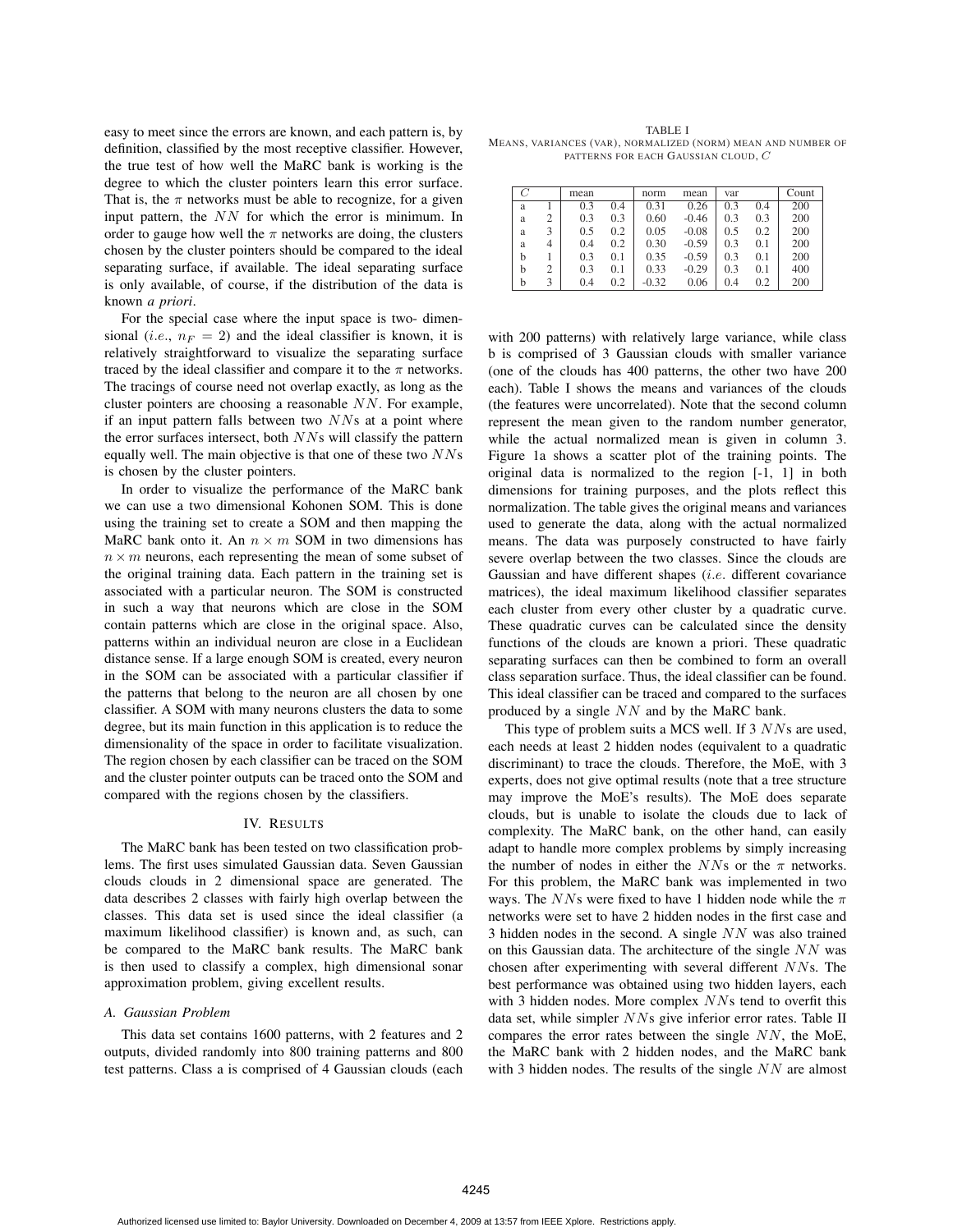easy to meet since the errors are known, and each pattern is, by definition, classified by the most receptive classifier. However, the true test of how well the MaRC bank is working is the degree to which the cluster pointers learn this error surface. That is, the $\pi$ networks must be able to recognize, for a given input pattern, the $NN$ for which the error is minimum. In order to gauge how well the $\pi$ networks are doing, the clusters chosen by the cluster pointers should be compared to the ideal separating surface, if available. The ideal separating surface is only available, of course, if the distribution of the data is known *a priori*.

For the special case where the input space is two- dimensional (*i.e.*, $n_F = 2$) and the ideal classifier is known, it is relatively straightforward to visualize the separating surface traced by the ideal classifier and compare it to the $\pi$ networks. The tracings of course need not overlap exactly, as long as the cluster pointers are choosing a reasonable $NN$. For example, if an input pattern falls between two $NN$s at a point where the error surfaces intersect, both $NN$s will classify the pattern equally well. The main objective is that one of these two $NN$s is chosen by the cluster pointers.

In order to visualize the performance of the MaRC bank we can use a two dimensional Kohonen SOM. This is done using the training set to create a SOM and then mapping the MaRC bank onto it. An $n \times m$ SOM in two dimensions has $n \times m$ neurons, each representing the mean of some subset of the original training data. Each pattern in the training set is associated with a particular neuron. The SOM is constructed in such a way that neurons which are close in the SOM contain patterns which are close in the original space. Also, patterns within an individual neuron are close in a Euclidean distance sense. If a large enough SOM is created, every neuron in the SOM can be associated with a particular classifier if the patterns that belong to the neuron are all chosen by one classifier. A SOM with many neurons clusters the data to some degree, but its main function in this application is to reduce the dimensionality of the space in order to facilitate visualization. The region chosen by each classifier can be traced on the SOM and the cluster pointer outputs can be traced onto the SOM and compared with the regions chosen by the classifiers.

## IV. Results

The MaRC bank has been tested on two classification problems. The first uses simulated Gaussian data. Seven Gaussian clouds clouds in 2 dimensional space are generated. The data describes 2 classes with fairly high overlap between the classes. This data set is used since the ideal classifier (a maximum likelihood classifier) is known and, as such, can be compared to the MaRC bank results. The MaRC bank is then used to classify a complex, high dimensional sonar approximation problem, giving excellent results.

### A. Gaussian Problem

This data set contains 1600 patterns, with 2 features and 2 outputs, divided randomly into 800 training patterns and 800 test patterns. Class a is comprised of 4 Gaussian clouds (each with 200 patterns) with relatively large variance, while class b is comprised of 3 Gaussian clouds with smaller variance (one of the clouds has 400 patterns, the other two have 200 each). Table I shows the means and variances of the clouds (the features were uncorrelated). Note that the second column represent the mean given to the random number generator, while the actual normalized mean is given in column 3. Figure 1a shows a scatter plot of the training points. The original data is normalized to the region [-1, 1] in both dimensions for training purposes, and the plots reflect this normalization. The table gives the original means and variances used to generate the data, along with the actual normalized means. The data was purposely constructed to have fairly severe overlap between the two classes. Since the clouds are Gaussian and have different shapes (*i.e.* different covariance matrices), the ideal maximum likelihood classifier separates each cluster from every other cluster by a quadratic curve. These quadratic curves can be calculated since the density functions of the clouds are known a priori. These quadratic separating surfaces can then be combined to form an overall class separation surface. Thus, the ideal classifier can be found. This ideal classifier can be traced and compared to the surfaces produced by a single $NN$ and by the MaRC bank.

TABLE I
Means, variances (var), normalized (norm) mean and number of patterns for each Gaussian cloud, $C$

| $C$ | | mean | | norm | mean | var | | Count |
|---|---|---|---|---|---|---|---|---|
| a | 1 | 0.3 | 0.4 | 0.31 | 0.26 | 0.3 | 0.4 | 200 |
| a | 2 | 0.3 | 0.3 | 0.60 | -0.46 | 0.3 | 0.3 | 200 |
| a | 3 | 0.5 | 0.2 | 0.05 | -0.08 | 0.5 | 0.2 | 200 |
| a | 4 | 0.4 | 0.2 | 0.30 | -0.59 | 0.3 | 0.1 | 200 |
| b | 1 | 0.3 | 0.1 | 0.35 | -0.59 | 0.3 | 0.1 | 200 |
| b | 2 | 0.3 | 0.1 | 0.33 | -0.29 | 0.3 | 0.1 | 400 |
| b | 3 | 0.4 | 0.2 | -0.32 | 0.06 | 0.4 | 0.2 | 200 |

This type of problem suits a MCS well. If 3 $NN$s are used, each needs at least 2 hidden nodes (equivalent to a quadratic discriminant) to trace the clouds. Therefore, the MoE, with 3 experts, does not give optimal results (note that a tree structure may improve the MoE's results). The MoE does separate clouds, but is unable to isolate the clouds due to lack of complexity. The MaRC bank, on the other hand, can easily adapt to handle more complex problems by simply increasing the number of nodes in either the $NN$s or the $\pi$ networks. For this problem, the MaRC bank was implemented in two ways. The $NN$s were fixed to have 1 hidden node while the $\pi$ networks were set to have 2 hidden nodes in the first case and 3 hidden nodes in the second. A single $NN$ was also trained on this Gaussian data. The architecture of the single $NN$ was chosen after experimenting with several different $NN$s. The best performance was obtained using two hidden layers, each with 3 hidden nodes. More complex $NN$s tend to overfit this data set, while simpler $NN$s give inferior error rates. Table II compares the error rates between the single $NN$, the MoE, the MaRC bank with 2 hidden nodes, and the MaRC bank with 3 hidden nodes. The results of the single $NN$ are almost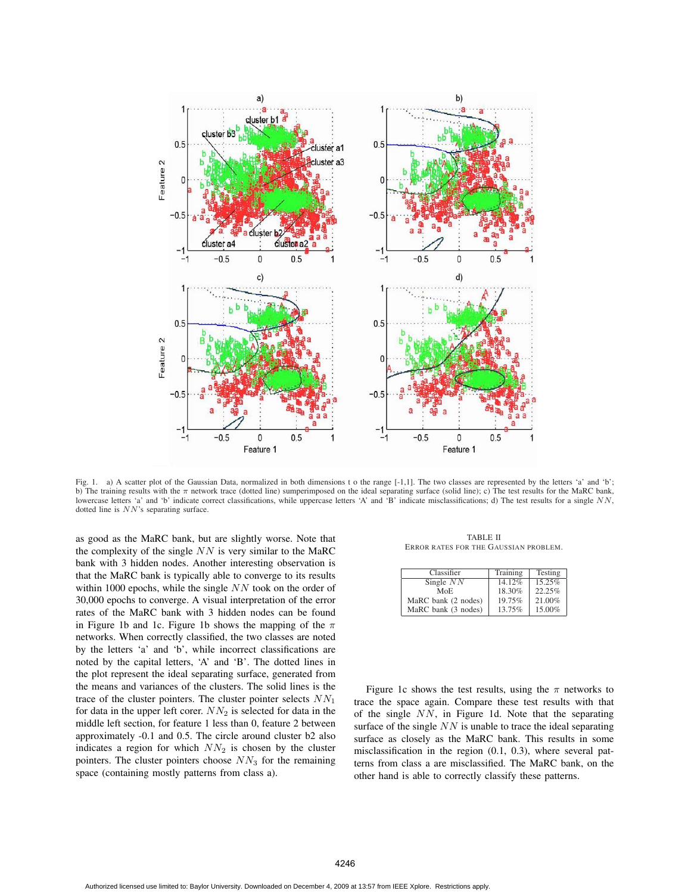Fig. 1. a) A scatter plot of the Gaussian Data, normalized in both dimensions t o the range [-1,1]. The two classes are represented by the letters 'a' and 'b'; b) The training results with the $\pi$ network trace (dotted line) sumperimposed on the ideal separating surface (solid line); c) The test results for the MaRC bank, lowercase letters 'a' and 'b' indicate correct classifications, while uppercase letters 'A' and 'B' indicate misclassifications; d) The test results for a single $NN$, dotted line is $NN$'s separating surface.

as good as the MaRC bank, but are slightly worse. Note that the complexity of the single $NN$ is very similar to the MaRC bank with 3 hidden nodes. Another interesting observation is that the MaRC bank is typically able to converge to its results within 1000 epochs, while the single $NN$ took on the order of 30,000 epochs to converge. A visual interpretation of the error rates of the MaRC bank with 3 hidden nodes can be found in Figure 1b and 1c. Figure 1b shows the mapping of the $\pi$ networks. When correctly classified, the two classes are noted by the letters 'a' and 'b', while incorrect classifications are noted by the capital letters, 'A' and 'B'. The dotted lines in the plot represent the ideal separating surface, generated from the means and variances of the clusters. The solid lines is the trace of the cluster pointers. The cluster pointer selects $NN_1$ for data in the upper left corer. $NN_2$ is selected for data in the middle left section, for feature 1 less than 0, feature 2 between approximately -0.1 and 0.5. The circle around cluster b2 also indicates a region for which $NN_2$ is chosen by the cluster pointers. The cluster pointers choose $NN_3$ for the remaining space (containing mostly patterns from class a).

TABLE II
ERROR RATES FOR THE GAUSSIAN PROBLEM.

| Classifier | Training | Testing |
|---|---|---|
| Single $NN$ | 14.12% | 15.25% |
| MoE | 18.30% | 22.25% |
| MaRC bank (2 nodes) | 19.75% | 21.00% |
| MaRC bank (3 nodes) | 13.75% | 15.00% |

Figure 1c shows the test results, using the $\pi$ networks to trace the space again. Compare these test results with that of the single $NN$, in Figure 1d. Note that the separating surface of the single $NN$ is unable to trace the ideal separating surface as closely as the MaRC bank. This results in some misclassification in the region (0.1, 0.3), where several patterns from class a are misclassified. The MaRC bank, on the other hand is able to correctly classify these patterns.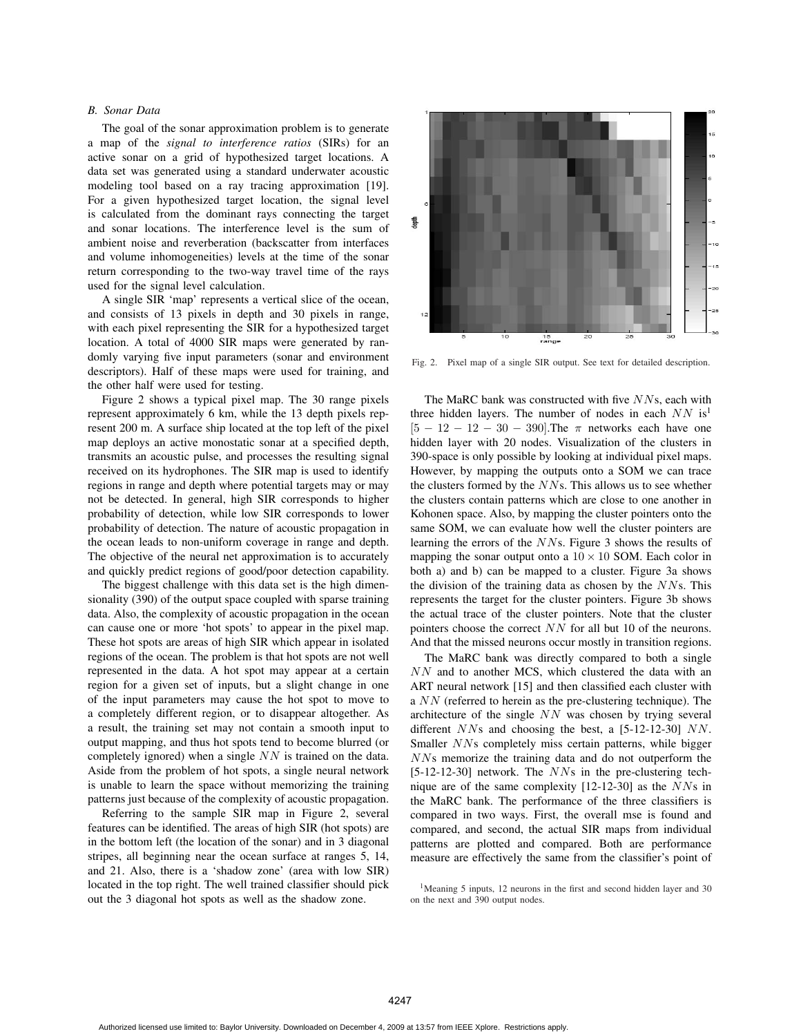### B. Sonar Data

The goal of the sonar approximation problem is to generate a map of the *signal to interference ratios* (SIRs) for an active sonar on a grid of hypothesized target locations. A data set was generated using a standard underwater acoustic modeling tool based on a ray tracing approximation [19]. For a given hypothesized target location, the signal level is calculated from the dominant rays connecting the target and sonar locations. The interference level is the sum of ambient noise and reverberation (backscatter from interfaces and volume inhomogeneities) levels at the time of the sonar return corresponding to the two-way travel time of the rays used for the signal level calculation.

A single SIR 'map' represents a vertical slice of the ocean, and consists of 13 pixels in depth and 30 pixels in range, with each pixel representing the SIR for a hypothesized target location. A total of 4000 SIR maps were generated by randomly varying five input parameters (sonar and environment descriptors). Half of these maps were used for training, and the other half were used for testing.

Figure 2 shows a typical pixel map. The 30 range pixels represent approximately 6 km, while the 13 depth pixels represent 200 m. A surface ship located at the top left of the pixel map deploys an active monostatic sonar at a specified depth, transmits an acoustic pulse, and processes the resulting signal received on its hydrophones. The SIR map is used to identify regions in range and depth where potential targets may or may not be detected. In general, high SIR corresponds to higher probability of detection, while low SIR corresponds to lower probability of detection. The nature of acoustic propagation in the ocean leads to non-uniform coverage in range and depth. The objective of the neural net approximation is to accurately and quickly predict regions of good/poor detection capability.

The biggest challenge with this data set is the high dimensionality (390) of the output space coupled with sparse training data. Also, the complexity of acoustic propagation in the ocean can cause one or more 'hot spots' to appear in the pixel map. These hot spots are areas of high SIR which appear in isolated regions of the ocean. The problem is that hot spots are not well represented in the data. A hot spot may appear at a certain region for a given set of inputs, but a slight change in one of the input parameters may cause the hot spot to move to a completely different region, or to disappear altogether. As a result, the training set may not contain a smooth input to output mapping, and thus hot spots tend to become blurred (or completely ignored) when a single $NN$ is trained on the data. Aside from the problem of hot spots, a single neural network is unable to learn the space without memorizing the training patterns just because of the complexity of acoustic propagation.

Referring to the sample SIR map in Figure 2, several features can be identified. The areas of high SIR (hot spots) are in the bottom left (the location of the sonar) and in 3 diagonal stripes, all beginning near the ocean surface at ranges 5, 14, and 21. Also, there is a 'shadow zone' (area with low SIR) located in the top right. The well trained classifier should pick out the 3 diagonal hot spots as well as the shadow zone.

Fig. 2. Pixel map of a single SIR output. See text for detailed description.

The MaRC bank was constructed with five $NN$s, each with three hidden layers. The number of nodes in each $NN$ is[1] $[5-12-12-30-390]$.The $\pi$ networks each have one hidden layer with 20 nodes. Visualization of the clusters in 390-space is only possible by looking at individual pixel maps. However, by mapping the outputs onto a SOM we can trace the clusters formed by the $NN$s. This allows us to see whether the clusters contain patterns which are close to one another in Kohonen space. Also, by mapping the cluster pointers onto the same SOM, we can evaluate how well the cluster pointers are learning the errors of the $NN$s. Figure 3 shows the results of mapping the sonar output onto a $10 \times 10$ SOM. Each color in both a) and b) can be mapped to a cluster. Figure 3a shows the division of the training data as chosen by the $NN$s. This represents the target for the cluster pointers. Figure 3b shows the actual trace of the cluster pointers. Note that the cluster pointers choose the correct $NN$ for all but 10 of the neurons. And that the missed neurons occur mostly in transition regions.

The MaRC bank was directly compared to both a single $NN$ and to another MCS, which clustered the data with an ART neural network [15] and then classified each cluster with a $NN$ (referred to herein as the pre-clustering technique). The architecture of the single $NN$ was chosen by trying several different $NN$s and choosing the best, a [5-12-12-30] $NN$. Smaller $NN$s completely miss certain patterns, while bigger $NN$s memorize the training data and do not outperform the [5-12-12-30] network. The $NN$s in the pre-clustering technique are of the same complexity [12-12-30] as the $NN$s in the MaRC bank. The performance of the three classifiers is compared in two ways. First, the overall mse is found and compared, and second, the actual SIR maps from individual patterns are plotted and compared. Both are performance measure are effectively the same from the classifier's point of

[1] Meaning 5 inputs, 12 neurons in the first and second hidden layer and 30 on the next and 390 output nodes.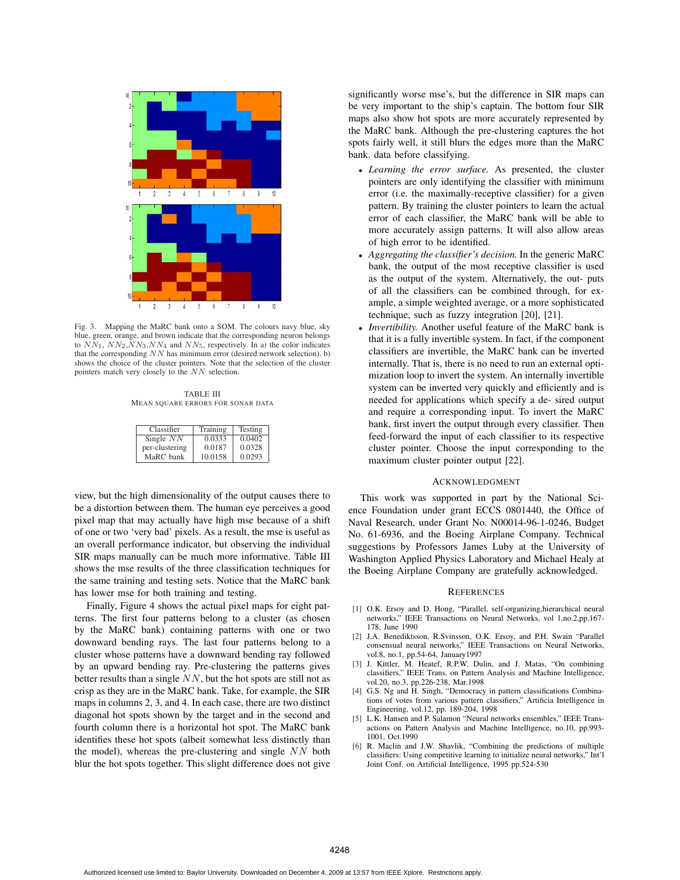a)

1 2 3 4 5 6 7 8 9 10

b)

1 2 3 4 5 6 7 8 9 10

Fig. 3. Mapping the MaRC bank onto a SOM. The colours navy blue, sky blue, green, orange, and brown indicate that the corresponding neuron belongs to $NN_1$, $NN_2$,$NN_3$,$NN_4$ and $NN_5$, respectively. In a) the color indicates that the corresponding $NN$ has minimum error (desired network selection). b) shows the choice of the cluster pointers. Note that the selection of the cluster pointers match very closely to the $NN$ selection.

TABLE III
MEAN SQUARE ERRORS FOR SONAR DATA

| Classifier | Training | Testing |
|---|---|---|
| Single $NN$ | 0.0333 | 0.0402 |
| per-clustering | 0.0187 | 0.0328 |
| MaRC bank | 10.0158 | 0.0293 |

view, but the high dimensionality of the output causes there to be a distortion between them. The human eye perceives a good pixel map that may actually have high mse because of a shift of one or two 'very bad' pixels. As a result, the mse is useful as an overall performance indicator, but observing the individual SIR maps manually can be much more informative. Table III shows the mse results of the three classification techniques for the same training and testing sets. Notice that the MaRC bank has lower mse for both training and testing.

Finally, Figure 4 shows the actual pixel maps for eight patterns. The first four patterns belong to a cluster (as chosen by the MaRC bank) containing patterns with one or two downward bending rays. The last four patterns belong to a cluster whose patterns have a downward bending ray followed by an upward bending ray. Pre-clustering the patterns gives better results than a single $NN$, but the hot spots are still not as crisp as they are in the MaRC bank. Take, for example, the SIR maps in columns 2, 3, and 4. In each case, there are two distinct diagonal hot spots shown by the target and in the second and fourth column there is a horizontal hot spot. The MaRC bank identifies these hot spots (albeit somewhat less distinctly than the model), whereas the pre-clustering and single $NN$ both blur the hot spots together. This slight difference does not give significantly worse mse's, but the difference in SIR maps can be very important to the ship's captain. The bottom four SIR maps also show hot spots are more accurately represented by the MaRC bank. Although the pre-clustering captures the hot spots fairly well, it still blurs the edges more than the MaRC bank. data before classifying.

- *Learning the error surface.* As presented, the cluster pointers are only identifying the classifier with minimum error (i.e. the maximally-receptive classifier) for a given pattern. By training the cluster pointers to learn the actual error of each classifier, the MaRC bank will be able to more accurately assign patterns. It will also allow areas of high error to be identified.
- *Aggregating the classifier's decision.* In the generic MaRC bank, the output of the most receptive classifier is used as the output of the system. Alternatively, the out- puts of all the classifiers can be combined through, for example, a simple weighted average, or a more sophisticated technique, such as fuzzy integration [20], [21].
- *Invertibility.* Another useful feature of the MaRC bank is that it is a fully invertible system. In fact, if the component classifiers are invertible, the MaRC bank can be inverted internally. That is, there is no need to run an external optimization loop to invert the system. An internally invertible system can be inverted very quickly and efficiently and is needed for applications which specify a de- sired output and require a corresponding input. To invert the MaRC bank, first invert the output through every classifier. Then feed-forward the input of each classifier to its respective cluster pointer. Choose the input corresponding to the maximum cluster pointer output [22].

## ACKNOWLEDGMENT

This work was supported in part by the National Science Foundation under grant ECCS 0801440, the Office of Naval Research, under Grant No. N00014-96-1-0246, Budget No. 61-6936, and the Boeing Airplane Company. Technical suggestions by Professors James Luby at the University of Washington Applied Physics Laboratory and Michael Healy at the Boeing Airplane Company are gratefully acknowledged.

## REFERENCES

[1] O.K. Ersoy and D. Hong, "Parallel, self-organizing,hierarchical neural networks," IEEE Transactions on Neural Networks, vol 1,no.2,pp.167-178, June 1990

[2] J.A. Benediktsson, R.Svinsson, O.K. Ersoy, and P.H. Swain "Parallel consensual neural networks," IEEE Transactions on Neural Networks, vol.8, no.1, pp.54-64, January1997

[3] J. Kittler, M. Heatef, R.P.W. Dulin, and J. Matas, "On combining classifiers," IEEE Trans. on Pattern Analysis and Machine Intelligence, vol.20, no.3, pp.226-238, Mar.1998

[4] G.S. Ng and H. Singh, "Democracy in pattern classifications Combinations of votes from various pattern classifiers," Artificia Intelligence in Engineering, vol.12, pp. 189-204, 1998

[5] L.K. Hansen and P. Salamon "Neural networks ensembles," IEEE Transactions on Pattern Analysis and Machine Intelligence, no.10, pp.993-1001, Oct.1990

[6] R. Maclin and J.W. Shavlik, "Combining the predictions of multiple classifiers: Using competitive learning to initialize neural networks," Int'l Joint Conf. on Artificial Intelligence, 1995 pp.524-530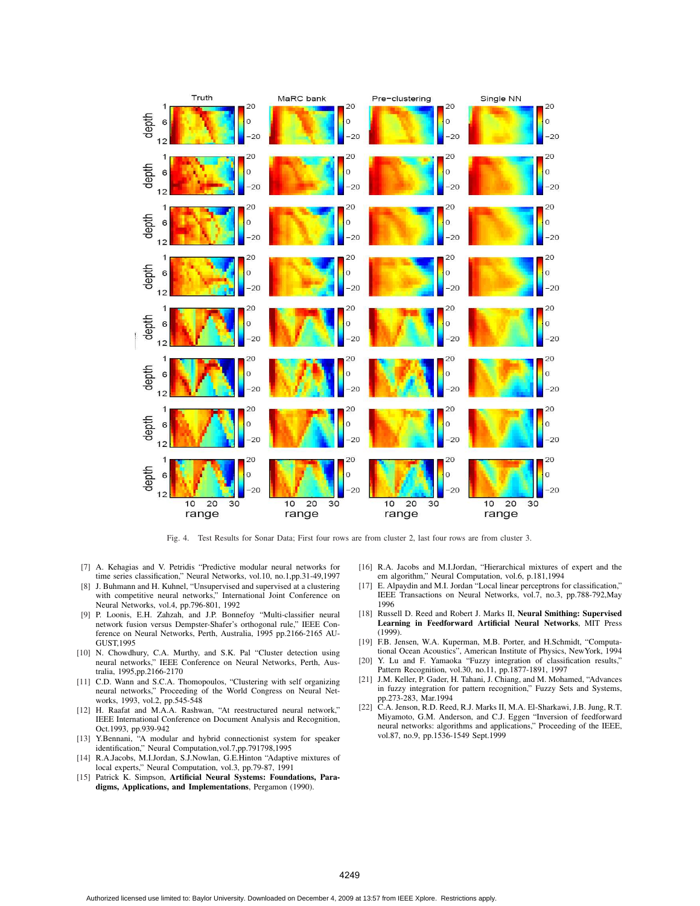Truth

MaRC bank

Pre−clustering

Single NN

depth

1

6

12

20

0

−20

10 20 30

range

Fig. 4. Test Results for Sonar Data; First four rows are from cluster 2, last four rows are from cluster 3.

[7] A. Kehagias and V. Petridis "Predictive modular neural networks for time series classification," Neural Networks, vol.10, no.1,pp.31-49,1997

[8] J. Buhmann and H. Kuhnel, "Unsupervised and supervised at a clustering with competitive neural networks," International Joint Conference on Neural Networks, vol.4, pp.796-801, 1992

[9] P. Loonis, E.H. Zahzah, and J.P. Bonnefoy "Multi-classifier neural network fusion versus Dempster-Shafer's orthogonal rule," IEEE Conference on Neural Networks, Perth, Australia, 1995 pp.2166-2165 AUGUST,1995

[10] N. Chowdhury, C.A. Murthy, and S.K. Pal "Cluster detection using neural networks," IEEE Conference on Neural Networks, Perth, Australia, 1995,pp.2166-2170

[11] C.D. Wann and S.C.A. Thomopoulos, "Clustering with self organizing neural networks," Proceeding of the World Congress on Neural Networks, 1993, vol.2, pp.545-548

[12] H. Raafat and M.A.A. Rashwan, "At reestructured neural network," IEEE International Conference on Document Analysis and Recognition, Oct.1993, pp.939-942

[13] Y.Bennani, "A modular and hybrid connectionist system for speaker identification," Neural Computation,vol.7,pp.791798,1995

[14] R.A.Jacobs, M.I.Jordan, S.J.Nowlan, G.E.Hinton "Adaptive mixtures of local experts," Neural Computation, vol.3, pp.79-87, 1991

[15] Patrick K. Simpson, **Artificial Neural Systems: Foundations, Paradigms, Applications, and Implementations**, Pergamon (1990).

[16] R.A. Jacobs and M.I.Jordan, "Hierarchical mixtures of expert and the em algorithm," Neural Computation, vol.6, p.181,1994

[17] E. Alpaydin and M.I. Jordan "Local linear perceptrons for classification," IEEE Transactions on Neural Networks, vol.7, no.3, pp.788-792,May 1996

[18] Russell D. Reed and Robert J. Marks II, **Neural Smithing: Supervised Learning in Feedforward Artificial Neural Networks**, MIT Press (1999).

[19] F.B. Jensen, W.A. Kuperman, M.B. Porter, and H.Schmidt, "Computational Ocean Acoustics", American Institute of Physics, NewYork, 1994

[20] Y. Lu and F. Yamaoka "Fuzzy integration of classification results," Pattern Recognition, vol.30, no.11, pp.1877-1891, 1997

[21] J.M. Keller, P. Gader, H. Tahani, J. Chiang, and M. Mohamed, "Advances in fuzzy integration for pattern recognition," Fuzzy Sets and Systems, pp.273-283, Mar.1994

[22] C.A. Jenson, R.D. Reed, R.J. Marks II, M.A. El-Sharkawi, J.B. Jung, R.T. Miyamoto, G.M. Anderson, and C.J. Eggen "Inversion of feedforward neural networks: algorithms and applications," Proceeding of the IEEE, vol.87, no.9, pp.1536-1549 Sept.1999